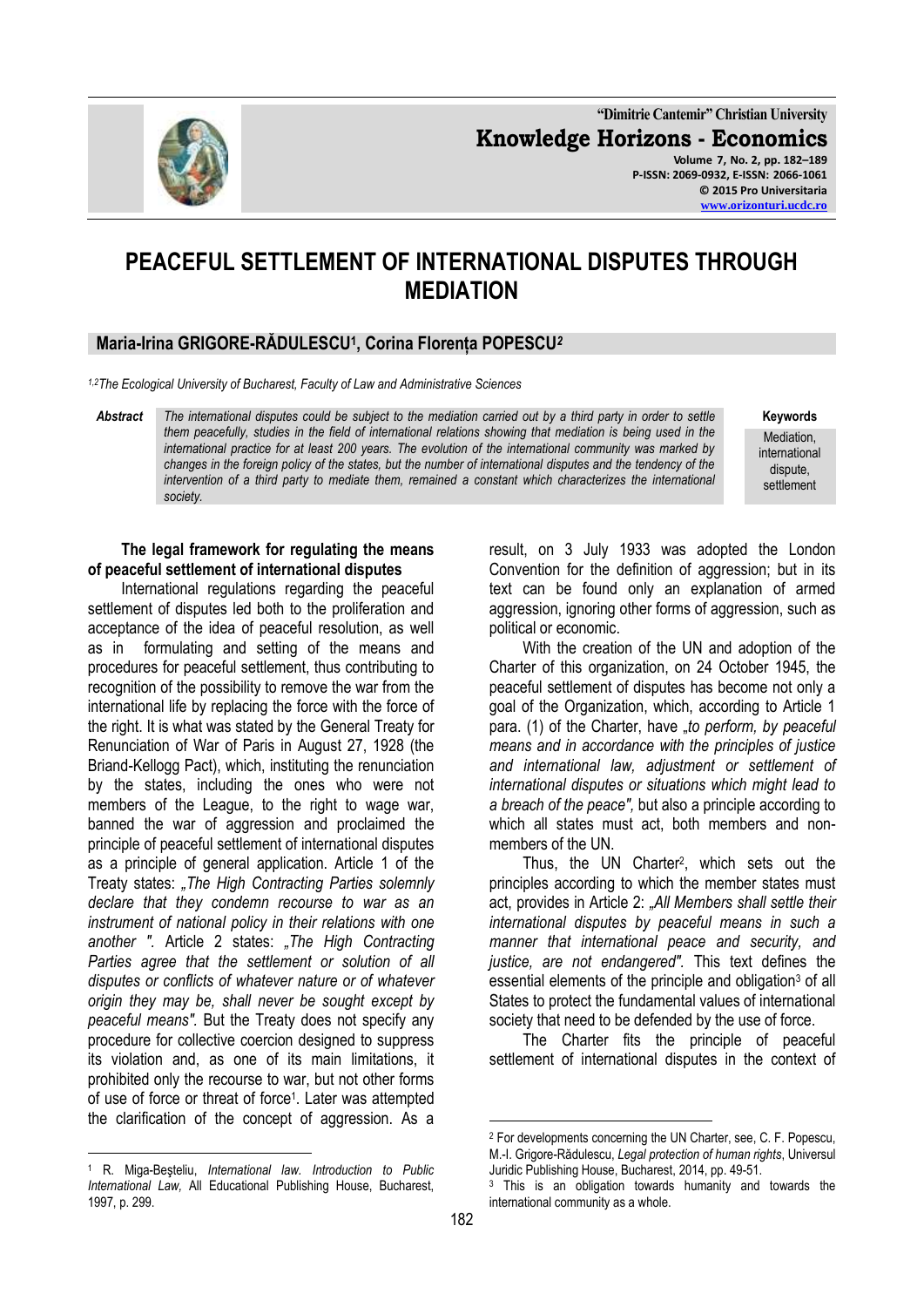# PEACEFUL SETTLEMENT OF INTERNATIONAL DISPUTES THROUGH MEDIATION

**Maria-Irina GRIGORE-RĂDULESCU[1], Corina Florența POPESCU[2]**

*[1,2]The Ecological University of Bucharest, Faculty of Law and Administrative Sciences*

***Abstract*** *The international disputes could be subject to the mediation carried out by a third party in order to settle them peacefully, studies in the field of international relations showing that mediation is being used in the international practice for at least 200 years. The evolution of the international community was marked by changes in the foreign policy of the states, but the number of international disputes and the tendency of the intervention of a third party to mediate them, remained a constant which characterizes the international society.*

**Keywords**
Mediation, international dispute, settlement

### The legal framework for regulating the means of peaceful settlement of international disputes

International regulations regarding the peaceful settlement of disputes led both to the proliferation and acceptance of the idea of peaceful resolution, as well as in formulating and setting of the means and procedures for peaceful settlement, thus contributing to recognition of the possibility to remove the war from the international life by replacing the force with the force of the right. It is what was stated by the General Treaty for Renunciation of War of Paris in August 27, 1928 (the Briand-Kellogg Pact), which, instituting the renunciation by the states, including the ones who were not members of the League, to the right to wage war, banned the war of aggression and proclaimed the principle of peaceful settlement of international disputes as a principle of general application. Article 1 of the Treaty states: *„The High Contracting Parties solemnly declare that they condemn recourse to war as an instrument of national policy in their relations with one another ".* Article 2 states: *„The High Contracting Parties agree that the settlement or solution of all disputes or conflicts of whatever nature or of whatever origin they may be, shall never be sought except by peaceful means".* But the Treaty does not specify any procedure for collective coercion designed to suppress its violation and, as one of its main limitations, it prohibited only the recourse to war, but not other forms of use of force or threat of force[1]. Later was attempted the clarification of the concept of aggression. As a result, on 3 July 1933 was adopted the London Convention for the definition of aggression; but in its text can be found only an explanation of armed aggression, ignoring other forms of aggression, such as political or economic.

With the creation of the UN and adoption of the Charter of this organization, on 24 October 1945, the peaceful settlement of disputes has become not only a goal of the Organization, which, according to Article 1 para. (1) of the Charter, have *„to perform, by peaceful means and in accordance with the principles of justice and international law, adjustment or settlement of international disputes or situations which might lead to a breach of the peace",* but also a principle according to which all states must act, both members and non-members of the UN.

Thus, the UN Charter[2], which sets out the principles according to which the member states must act, provides in Article 2: *„All Members shall settle their international disputes by peaceful means in such a manner that international peace and security, and justice, are not endangered".* This text defines the essential elements of the principle and obligation[3] of all States to protect the fundamental values of international society that need to be defended by the use of force.

The Charter fits the principle of peaceful settlement of international disputes in the context of

---

[1] R. Miga-Beşteliu, *International law. Introduction to Public International Law,* All Educational Publishing House, Bucharest, 1997, p. 299.

[2] For developments concerning the UN Charter, see, C. F. Popescu, M.-I. Grigore-Rădulescu, *Legal protection of human rights*, Universul Juridic Publishing House, Bucharest, 2014, pp. 49-51.

[3] This is an obligation towards humanity and towards the international community as a whole.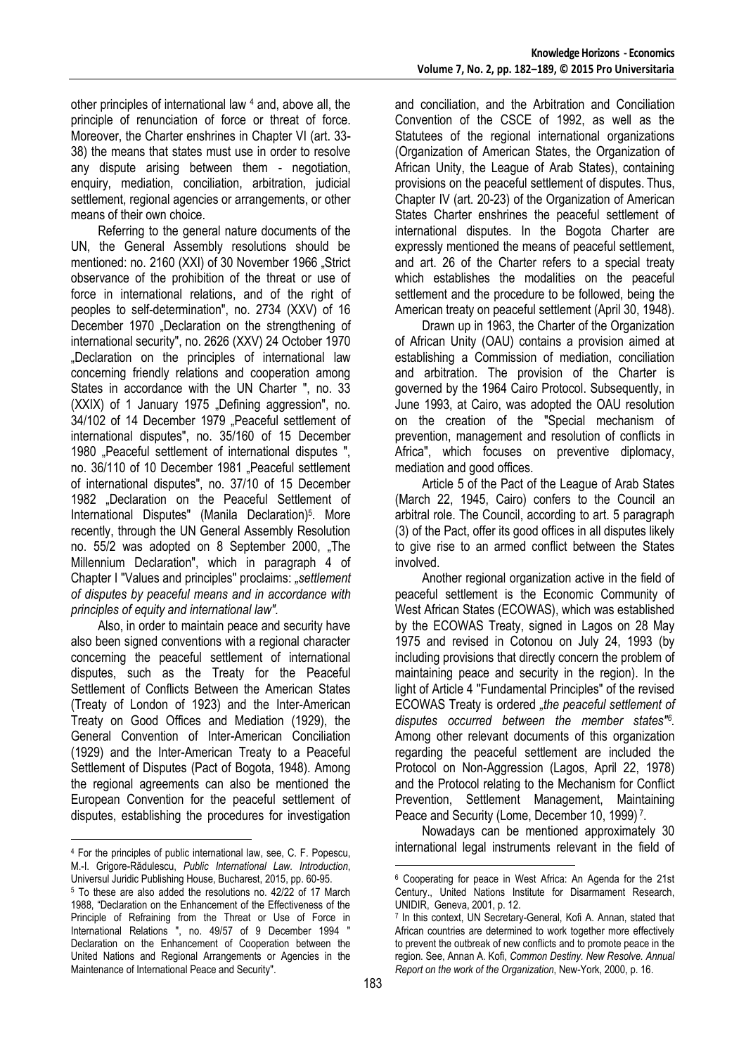other principles of international law [4] and, above all, the principle of renunciation of force or threat of force. Moreover, the Charter enshrines in Chapter VI (art. 33-38) the means that states must use in order to resolve any dispute arising between them - negotiation, enquiry, mediation, conciliation, arbitration, judicial settlement, regional agencies or arrangements, or other means of their own choice.

Referring to the general nature documents of the UN, the General Assembly resolutions should be mentioned: no. 2160 (XXI) of 30 November 1966 „Strict observance of the prohibition of the threat or use of force in international relations, and of the right of peoples to self-determination", no. 2734 (XXV) of 16 December 1970 „Declaration on the strengthening of international security", no. 2626 (XXV) 24 October 1970 „Declaration on the principles of international law concerning friendly relations and cooperation among States in accordance with the UN Charter ", no. 33 (XXIX) of 1 January 1975 „Defining aggression", no. 34/102 of 14 December 1979 „Peaceful settlement of international disputes", no. 35/160 of 15 December 1980 „Peaceful settlement of international disputes ", no. 36/110 of 10 December 1981 „Peaceful settlement of international disputes", no. 37/10 of 15 December 1982 „Declaration on the Peaceful Settlement of International Disputes" (Manila Declaration)[5]. More recently, through the UN General Assembly Resolution no. 55/2 was adopted on 8 September 2000, „The Millennium Declaration", which in paragraph 4 of Chapter I "Values and principles" proclaims: *„settlement of disputes by peaceful means and in accordance with principles of equity and international law".*

Also, in order to maintain peace and security have also been signed conventions with a regional character concerning the peaceful settlement of international disputes, such as the Treaty for the Peaceful Settlement of Conflicts Between the American States (Treaty of London of 1923) and the Inter-American Treaty on Good Offices and Mediation (1929), the General Convention of Inter-American Conciliation (1929) and the Inter-American Treaty to a Peaceful Settlement of Disputes (Pact of Bogota, 1948). Among the regional agreements can also be mentioned the European Convention for the peaceful settlement of disputes, establishing the procedures for investigation and conciliation, and the Arbitration and Conciliation Convention of the CSCE of 1992, as well as the Statutees of the regional international organizations (Organization of American States, the Organization of African Unity, the League of Arab States), containing provisions on the peaceful settlement of disputes. Thus, Chapter IV (art. 20-23) of the Organization of American States Charter enshrines the peaceful settlement of international disputes. In the Bogota Charter are expressly mentioned the means of peaceful settlement, and art. 26 of the Charter refers to a special treaty which establishes the modalities on the peaceful settlement and the procedure to be followed, being the American treaty on peaceful settlement (April 30, 1948).

Drawn up in 1963, the Charter of the Organization of African Unity (OAU) contains a provision aimed at establishing a Commission of mediation, conciliation and arbitration. The provision of the Charter is governed by the 1964 Cairo Protocol. Subsequently, in June 1993, at Cairo, was adopted the OAU resolution on the creation of the "Special mechanism of prevention, management and resolution of conflicts in Africa", which focuses on preventive diplomacy, mediation and good offices.

Article 5 of the Pact of the League of Arab States (March 22, 1945, Cairo) confers to the Council an arbitral role. The Council, according to art. 5 paragraph (3) of the Pact, offer its good offices in all disputes likely to give rise to an armed conflict between the States involved.

Another regional organization active in the field of peaceful settlement is the Economic Community of West African States (ECOWAS), which was established by the ECOWAS Treaty, signed in Lagos on 28 May 1975 and revised in Cotonou on July 24, 1993 (by including provisions that directly concern the problem of maintaining peace and security in the region). In the light of Article 4 "Fundamental Principles" of the revised ECOWAS Treaty is ordered *„the peaceful settlement of disputes occurred between the member states"*[6]. Among other relevant documents of this organization regarding the peaceful settlement are included the Protocol on Non-Aggression (Lagos, April 22, 1978) and the Protocol relating to the Mechanism for Conflict Prevention, Settlement Management, Maintaining Peace and Security (Lome, December 10, 1999)[7].

Nowadays can be mentioned approximately 30 international legal instruments relevant in the field of

---

[4] For the principles of public international law, see, C. F. Popescu, M.-I. Grigore-Rădulescu, *Public International Law. Introduction*, Universul Juridic Publishing House, Bucharest, 2015, pp. 60-95.

[5] To these are also added the resolutions no. 42/22 of 17 March 1988, "Declaration on the Enhancement of the Effectiveness of the Principle of Refraining from the Threat or Use of Force in International Relations ", no. 49/57 of 9 December 1994 " Declaration on the Enhancement of Cooperation between the United Nations and Regional Arrangements or Agencies in the Maintenance of International Peace and Security".

[6] Cooperating for peace in West Africa: An Agenda for the 21st Century., United Nations Institute for Disarmament Research, UNIDIR, Geneva, 2001, p. 12.

[7] In this context, UN Secretary-General, Kofi A. Annan, stated that African countries are determined to work together more effectively to prevent the outbreak of new conflicts and to promote peace in the region. See, Annan A. Kofi, *Common Destiny. New Resolve. Annual Report on the work of the Organization*, New-York, 2000, p. 16.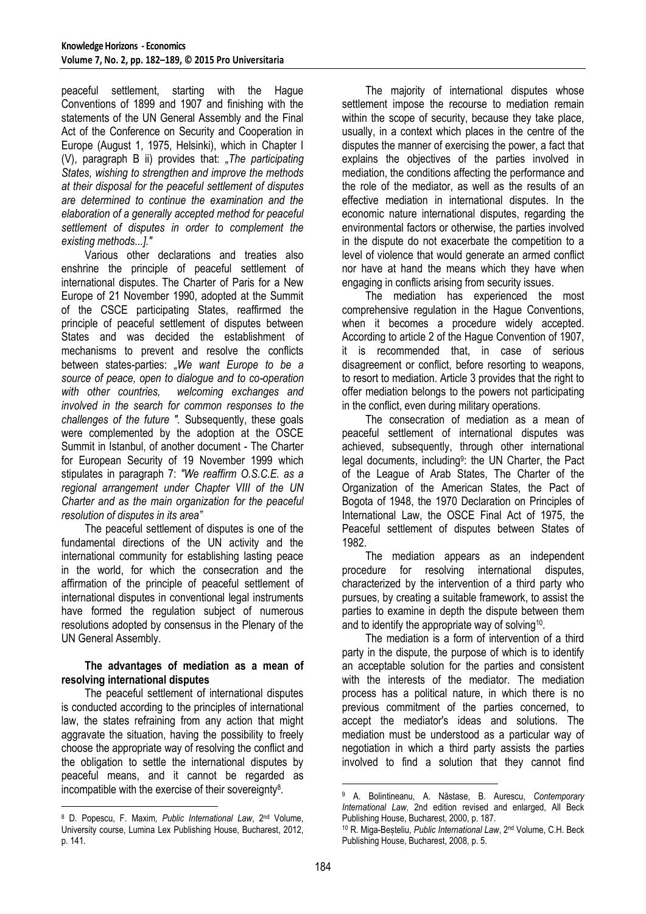peaceful settlement, starting with the Hague Conventions of 1899 and 1907 and finishing with the statements of the UN General Assembly and the Final Act of the Conference on Security and Cooperation in Europe (August 1, 1975, Helsinki), which in Chapter I (V), paragraph B ii) provides that: *„The participating States, wishing to strengthen and improve the methods at their disposal for the peaceful settlement of disputes are determined to continue the examination and the elaboration of a generally accepted method for peaceful settlement of disputes in order to complement the existing methods...]."*

Various other declarations and treaties also enshrine the principle of peaceful settlement of international disputes. The Charter of Paris for a New Europe of 21 November 1990, adopted at the Summit of the CSCE participating States, reaffirmed the principle of peaceful settlement of disputes between States and was decided the establishment of mechanisms to prevent and resolve the conflicts between states-parties: *„We want Europe to be a source of peace, open to dialogue and to co-operation with other countries, welcoming exchanges and involved in the search for common responses to the challenges of the future ".* Subsequently, these goals were complemented by the adoption at the OSCE Summit in Istanbul, of another document - The Charter for European Security of 19 November 1999 which stipulates in paragraph 7: *"We reaffirm O.S.C.E. as a regional arrangement under Chapter VIII of the UN Charter and as the main organization for the peaceful resolution of disputes in its area"*

The peaceful settlement of disputes is one of the fundamental directions of the UN activity and the international community for establishing lasting peace in the world, for which the consecration and the affirmation of the principle of peaceful settlement of international disputes in conventional legal instruments have formed the regulation subject of numerous resolutions adopted by consensus in the Plenary of the UN General Assembly.

**The advantages of mediation as a mean of resolving international disputes**

The peaceful settlement of international disputes is conducted according to the principles of international law, the states refraining from any action that might aggravate the situation, having the possibility to freely choose the appropriate way of resolving the conflict and the obligation to settle the international disputes by peaceful means, and it cannot be regarded as incompatible with the exercise of their sovereignty[8].

The majority of international disputes whose settlement impose the recourse to mediation remain within the scope of security, because they take place, usually, in a context which places in the centre of the disputes the manner of exercising the power, a fact that explains the objectives of the parties involved in mediation, the conditions affecting the performance and the role of the mediator, as well as the results of an effective mediation in international disputes. In the economic nature international disputes, regarding the environmental factors or otherwise, the parties involved in the dispute do not exacerbate the competition to a level of violence that would generate an armed conflict nor have at hand the means which they have when engaging in conflicts arising from security issues.

The mediation has experienced the most comprehensive regulation in the Hague Conventions, when it becomes a procedure widely accepted. According to article 2 of the Hague Convention of 1907, it is recommended that, in case of serious disagreement or conflict, before resorting to weapons, to resort to mediation. Article 3 provides that the right to offer mediation belongs to the powers not participating in the conflict, even during military operations.

The consecration of mediation as a mean of peaceful settlement of international disputes was achieved, subsequently, through other international legal documents, including[9]: the UN Charter, the Pact of the League of Arab States, The Charter of the Organization of the American States, the Pact of Bogota of 1948, the 1970 Declaration on Principles of International Law, the OSCE Final Act of 1975, the Peaceful settlement of disputes between States of 1982.

The mediation appears as an independent procedure for resolving international disputes, characterized by the intervention of a third party who pursues, by creating a suitable framework, to assist the parties to examine in depth the dispute between them and to identify the appropriate way of solving[10].

The mediation is a form of intervention of a third party in the dispute, the purpose of which is to identify an acceptable solution for the parties and consistent with the interests of the mediator. The mediation process has a political nature, in which there is no previous commitment of the parties concerned, to accept the mediator's ideas and solutions. The mediation must be understood as a particular way of negotiation in which a third party assists the parties involved to find a solution that they cannot find

---

[8] D. Popescu, F. Maxim, *Public International Law*, 2nd Volume, University course, Lumina Lex Publishing House, Bucharest, 2012, p. 141.

[9] A. Bolintineanu, A. Năstase, B. Aurescu, *Contemporary International Law*, 2nd edition revised and enlarged, All Beck Publishing House, Bucharest, 2000, p. 187.

[10] R. Miga-Beșteliu, *Public International Law*, 2nd Volume, C.H. Beck Publishing House, Bucharest, 2008, p. 5.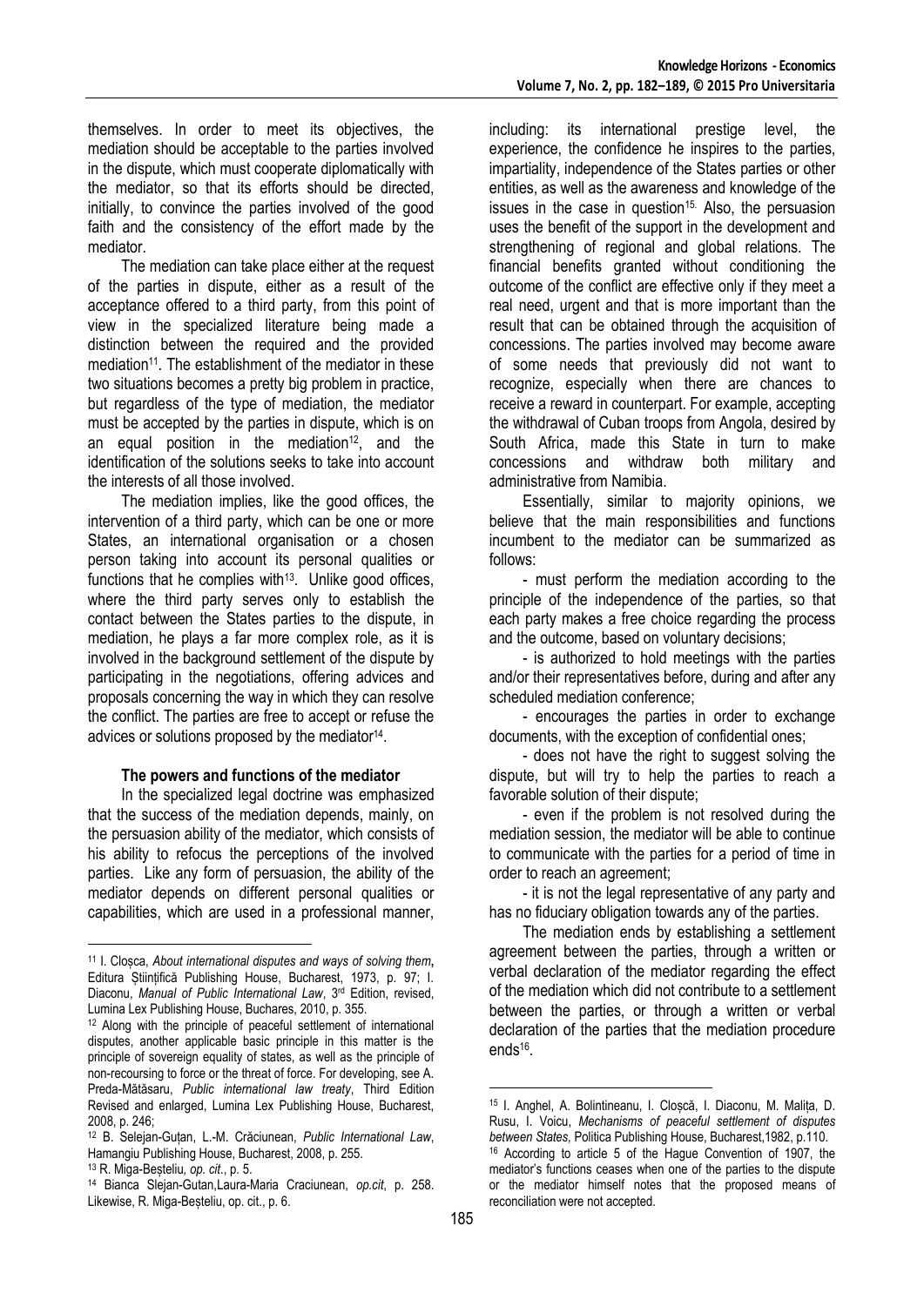themselves. In order to meet its objectives, the mediation should be acceptable to the parties involved in the dispute, which must cooperate diplomatically with the mediator, so that its efforts should be directed, initially, to convince the parties involved of the good faith and the consistency of the effort made by the mediator.

The mediation can take place either at the request of the parties in dispute, either as a result of the acceptance offered to a third party, from this point of view in the specialized literature being made a distinction between the required and the provided mediation[11]. The establishment of the mediator in these two situations becomes a pretty big problem in practice, but regardless of the type of mediation, the mediator must be accepted by the parties in dispute, which is on an equal position in the mediation[12], and the identification of the solutions seeks to take into account the interests of all those involved.

The mediation implies, like the good offices, the intervention of a third party, which can be one or more States, an international organisation or a chosen person taking into account its personal qualities or functions that he complies with[13]. Unlike good offices, where the third party serves only to establish the contact between the States parties to the dispute, in mediation, he plays a far more complex role, as it is involved in the background settlement of the dispute by participating in the negotiations, offering advices and proposals concerning the way in which they can resolve the conflict. The parties are free to accept or refuse the advices or solutions proposed by the mediator[14].

**The powers and functions of the mediator**

In the specialized legal doctrine was emphasized that the success of the mediation depends, mainly, on the persuasion ability of the mediator, which consists of his ability to refocus the perceptions of the involved parties. Like any form of persuasion, the ability of the mediator depends on different personal qualities or capabilities, which are used in a professional manner, including: its international prestige level, the experience, the confidence he inspires to the parties, impartiality, independence of the States parties or other entities, as well as the awareness and knowledge of the issues in the case in question[15]. Also, the persuasion uses the benefit of the support in the development and strengthening of regional and global relations. The financial benefits granted without conditioning the outcome of the conflict are effective only if they meet a real need, urgent and that is more important than the result that can be obtained through the acquisition of concessions. The parties involved may become aware of some needs that previously did not want to recognize, especially when there are chances to receive a reward in counterpart. For example, accepting the withdrawal of Cuban troops from Angola, desired by South Africa, made this State in turn to make concessions and withdraw both military and administrative from Namibia.

Essentially, similar to majority opinions, we believe that the main responsibilities and functions incumbent to the mediator can be summarized as follows:

- must perform the mediation according to the principle of the independence of the parties, so that each party makes a free choice regarding the process and the outcome, based on voluntary decisions;
- is authorized to hold meetings with the parties and/or their representatives before, during and after any scheduled mediation conference;
- encourages the parties in order to exchange documents, with the exception of confidential ones;
- does not have the right to suggest solving the dispute, but will try to help the parties to reach a favorable solution of their dispute;
- even if the problem is not resolved during the mediation session, the mediator will be able to continue to communicate with the parties for a period of time in order to reach an agreement;
- it is not the legal representative of any party and has no fiduciary obligation towards any of the parties.

The mediation ends by establishing a settlement agreement between the parties, through a written or verbal declaration of the mediator regarding the effect of the mediation which did not contribute to a settlement between the parties, or through a written or verbal declaration of the parties that the mediation procedure ends[16].

---

[11] I. Cloșca, *About international disputes and ways of solving them*, Editura Științifică Publishing House, Bucharest, 1973, p. 97; I. Diaconu, *Manual of Public International Law*, 3rd Edition, revised, Lumina Lex Publishing House, Buchares, 2010, p. 355.

[12] Along with the principle of peaceful settlement of international disputes, another applicable basic principle in this matter is the principle of sovereign equality of states, as well as the principle of non-recoursing to force or the threat of force. For developing, see A. Preda-Mătăsaru, *Public international law treaty*, Third Edition Revised and enlarged, Lumina Lex Publishing House, Bucharest, 2008, p. 246;

[12] B. Selejan-Guțan, L.-M. Crăciunean, *Public International Law*, Hamangiu Publishing House, Bucharest, 2008, p. 255.

[13] R. Miga-Beșteliu, *op. cit.*, p. 5.

[14] Bianca Slejan-Gutan,Laura-Maria Craciunean, *op.cit*, p. 258. Likewise, R. Miga-Beșteliu, op. cit., p. 6.

[15] I. Anghel, A. Bolintineanu, I. Cloșcă, I. Diaconu, M. Malița, D. Rusu, I. Voicu, *Mechanisms of peaceful settlement of disputes between States,* Politica Publishing House, Bucharest,1982, p.110.

[16] According to article 5 of the Hague Convention of 1907, the mediator's functions ceases when one of the parties to the dispute or the mediator himself notes that the proposed means of reconciliation were not accepted.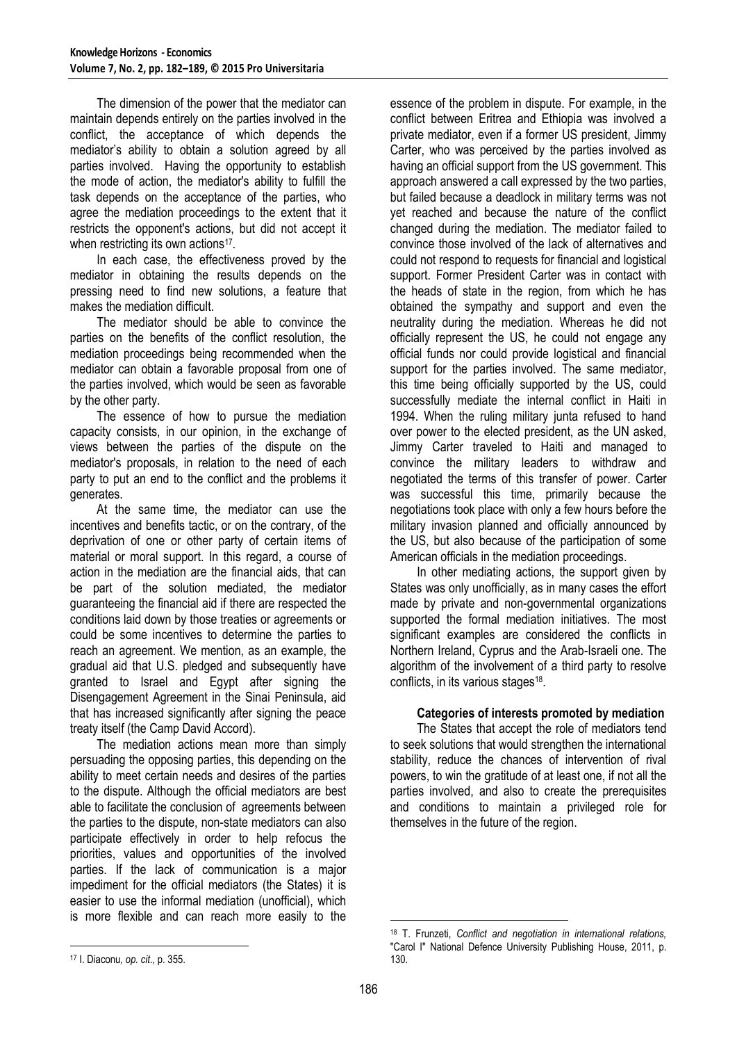The dimension of the power that the mediator can maintain depends entirely on the parties involved in the conflict, the acceptance of which depends the mediator's ability to obtain a solution agreed by all parties involved. Having the opportunity to establish the mode of action, the mediator's ability to fulfill the task depends on the acceptance of the parties, who agree the mediation proceedings to the extent that it restricts the opponent's actions, but did not accept it when restricting its own actions[17].

In each case, the effectiveness proved by the mediator in obtaining the results depends on the pressing need to find new solutions, a feature that makes the mediation difficult.

The mediator should be able to convince the parties on the benefits of the conflict resolution, the mediation proceedings being recommended when the mediator can obtain a favorable proposal from one of the parties involved, which would be seen as favorable by the other party.

The essence of how to pursue the mediation capacity consists, in our opinion, in the exchange of views between the parties of the dispute on the mediator's proposals, in relation to the need of each party to put an end to the conflict and the problems it generates.

At the same time, the mediator can use the incentives and benefits tactic, or on the contrary, of the deprivation of one or other party of certain items of material or moral support. In this regard, a course of action in the mediation are the financial aids, that can be part of the solution mediated, the mediator guaranteeing the financial aid if there are respected the conditions laid down by those treaties or agreements or could be some incentives to determine the parties to reach an agreement. We mention, as an example, the gradual aid that U.S. pledged and subsequently have granted to Israel and Egypt after signing the Disengagement Agreement in the Sinai Peninsula, aid that has increased significantly after signing the peace treaty itself (the Camp David Accord).

The mediation actions mean more than simply persuading the opposing parties, this depending on the ability to meet certain needs and desires of the parties to the dispute. Although the official mediators are best able to facilitate the conclusion of agreements between the parties to the dispute, non-state mediators can also participate effectively in order to help refocus the priorities, values and opportunities of the involved parties. If the lack of communication is a major impediment for the official mediators (the States) it is easier to use the informal mediation (unofficial), which is more flexible and can reach more easily to the essence of the problem in dispute. For example, in the conflict between Eritrea and Ethiopia was involved a private mediator, even if a former US president, Jimmy Carter, who was perceived by the parties involved as having an official support from the US government. This approach answered a call expressed by the two parties, but failed because a deadlock in military terms was not yet reached and because the nature of the conflict changed during the mediation. The mediator failed to convince those involved of the lack of alternatives and could not respond to requests for financial and logistical support. Former President Carter was in contact with the heads of state in the region, from which he has obtained the sympathy and support and even the neutrality during the mediation. Whereas he did not officially represent the US, he could not engage any official funds nor could provide logistical and financial support for the parties involved. The same mediator, this time being officially supported by the US, could successfully mediate the internal conflict in Haiti in 1994. When the ruling military junta refused to hand over power to the elected president, as the UN asked, Jimmy Carter traveled to Haiti and managed to convince the military leaders to withdraw and negotiated the terms of this transfer of power. Carter was successful this time, primarily because the negotiations took place with only a few hours before the military invasion planned and officially announced by the US, but also because of the participation of some American officials in the mediation proceedings.

In other mediating actions, the support given by States was only unofficially, as in many cases the effort made by private and non-governmental organizations supported the formal mediation initiatives. The most significant examples are considered the conflicts in Northern Ireland, Cyprus and the Arab-Israeli one. The algorithm of the involvement of a third party to resolve conflicts, in its various stages[18].

**Categories of interests promoted by mediation**

The States that accept the role of mediators tend to seek solutions that would strengthen the international stability, reduce the chances of intervention of rival powers, to win the gratitude of at least one, if not all the parties involved, and also to create the prerequisites and conditions to maintain a privileged role for themselves in the future of the region.

---

[17] I. Diaconu, *op. cit.*, p. 355.

[18] T. Frunzeti, *Conflict and negotiation in international relations,* "Carol I" National Defence University Publishing House, 2011, p. 130.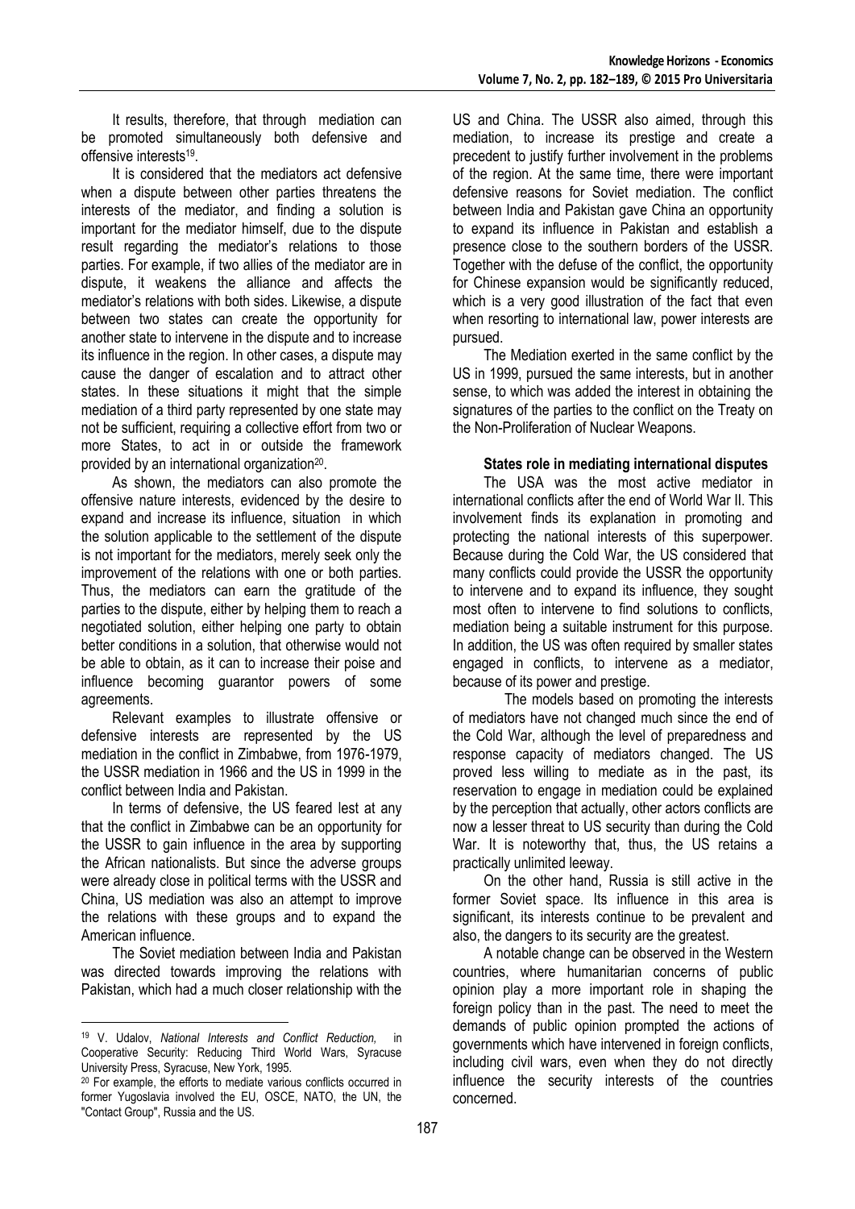It results, therefore, that through mediation can be promoted simultaneously both defensive and offensive interests[19].

It is considered that the mediators act defensive when a dispute between other parties threatens the interests of the mediator, and finding a solution is important for the mediator himself, due to the dispute result regarding the mediator's relations to those parties. For example, if two allies of the mediator are in dispute, it weakens the alliance and affects the mediator's relations with both sides. Likewise, a dispute between two states can create the opportunity for another state to intervene in the dispute and to increase its influence in the region. In other cases, a dispute may cause the danger of escalation and to attract other states. In these situations it might that the simple mediation of a third party represented by one state may not be sufficient, requiring a collective effort from two or more States, to act in or outside the framework provided by an international organization[20].

As shown, the mediators can also promote the offensive nature interests, evidenced by the desire to expand and increase its influence, situation in which the solution applicable to the settlement of the dispute is not important for the mediators, merely seek only the improvement of the relations with one or both parties. Thus, the mediators can earn the gratitude of the parties to the dispute, either by helping them to reach a negotiated solution, either helping one party to obtain better conditions in a solution, that otherwise would not be able to obtain, as it can to increase their poise and influence becoming guarantor powers of some agreements.

Relevant examples to illustrate offensive or defensive interests are represented by the US mediation in the conflict in Zimbabwe, from 1976-1979, the USSR mediation in 1966 and the US in 1999 in the conflict between India and Pakistan.

In terms of defensive, the US feared lest at any that the conflict in Zimbabwe can be an opportunity for the USSR to gain influence in the area by supporting the African nationalists. But since the adverse groups were already close in political terms with the USSR and China, US mediation was also an attempt to improve the relations with these groups and to expand the American influence.

The Soviet mediation between India and Pakistan was directed towards improving the relations with Pakistan, which had a much closer relationship with the US and China. The USSR also aimed, through this mediation, to increase its prestige and create a precedent to justify further involvement in the problems of the region. At the same time, there were important defensive reasons for Soviet mediation. The conflict between India and Pakistan gave China an opportunity to expand its influence in Pakistan and establish a presence close to the southern borders of the USSR. Together with the defuse of the conflict, the opportunity for Chinese expansion would be significantly reduced, which is a very good illustration of the fact that even when resorting to international law, power interests are pursued.

The Mediation exerted in the same conflict by the US in 1999, pursued the same interests, but in another sense, to which was added the interest in obtaining the signatures of the parties to the conflict on the Treaty on the Non-Proliferation of Nuclear Weapons.

**States role in mediating international disputes**

The USA was the most active mediator in international conflicts after the end of World War II. This involvement finds its explanation in promoting and protecting the national interests of this superpower. Because during the Cold War, the US considered that many conflicts could provide the USSR the opportunity to intervene and to expand its influence, they sought most often to intervene to find solutions to conflicts, mediation being a suitable instrument for this purpose. In addition, the US was often required by smaller states engaged in conflicts, to intervene as a mediator, because of its power and prestige.

The models based on promoting the interests of mediators have not changed much since the end of the Cold War, although the level of preparedness and response capacity of mediators changed. The US proved less willing to mediate as in the past, its reservation to engage in mediation could be explained by the perception that actually, other actors conflicts are now a lesser threat to US security than during the Cold War. It is noteworthy that, thus, the US retains a practically unlimited leeway.

On the other hand, Russia is still active in the former Soviet space. Its influence in this area is significant, its interests continue to be prevalent and also, the dangers to its security are the greatest.

A notable change can be observed in the Western countries, where humanitarian concerns of public opinion play a more important role in shaping the foreign policy than in the past. The need to meet the demands of public opinion prompted the actions of governments which have intervened in foreign conflicts, including civil wars, even when they do not directly influence the security interests of the countries concerned.

---

[19] V. Udalov, *National Interests and Conflict Reduction,* in Cooperative Security: Reducing Third World Wars, Syracuse University Press, Syracuse, New York, 1995.

[20] For example, the efforts to mediate various conflicts occurred in former Yugoslavia involved the EU, OSCE, NATO, the UN, the "Contact Group", Russia and the US.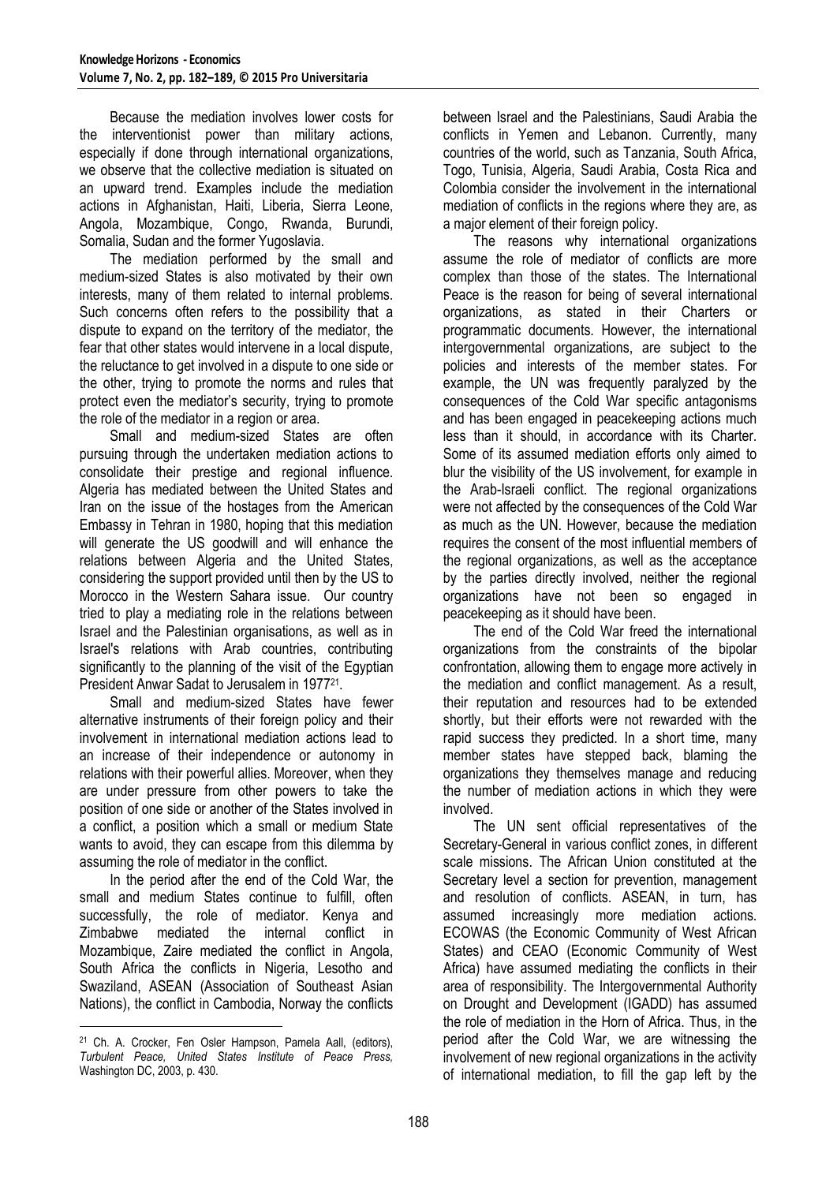Because the mediation involves lower costs for the interventionist power than military actions, especially if done through international organizations, we observe that the collective mediation is situated on an upward trend. Examples include the mediation actions in Afghanistan, Haiti, Liberia, Sierra Leone, Angola, Mozambique, Congo, Rwanda, Burundi, Somalia, Sudan and the former Yugoslavia.

The mediation performed by the small and medium-sized States is also motivated by their own interests, many of them related to internal problems. Such concerns often refers to the possibility that a dispute to expand on the territory of the mediator, the fear that other states would intervene in a local dispute, the reluctance to get involved in a dispute to one side or the other, trying to promote the norms and rules that protect even the mediator's security, trying to promote the role of the mediator in a region or area.

Small and medium-sized States are often pursuing through the undertaken mediation actions to consolidate their prestige and regional influence. Algeria has mediated between the United States and Iran on the issue of the hostages from the American Embassy in Tehran in 1980, hoping that this mediation will generate the US goodwill and will enhance the relations between Algeria and the United States, considering the support provided until then by the US to Morocco in the Western Sahara issue. Our country tried to play a mediating role in the relations between Israel and the Palestinian organisations, as well as in Israel's relations with Arab countries, contributing significantly to the planning of the visit of the Egyptian President Anwar Sadat to Jerusalem in 1977[21].

Small and medium-sized States have fewer alternative instruments of their foreign policy and their involvement in international mediation actions lead to an increase of their independence or autonomy in relations with their powerful allies. Moreover, when they are under pressure from other powers to take the position of one side or another of the States involved in a conflict, a position which a small or medium State wants to avoid, they can escape from this dilemma by assuming the role of mediator in the conflict.

In the period after the end of the Cold War, the small and medium States continue to fulfill, often successfully, the role of mediator. Kenya and Zimbabwe mediated the internal conflict in Mozambique, Zaire mediated the conflict in Angola, South Africa the conflicts in Nigeria, Lesotho and Swaziland, ASEAN (Association of Southeast Asian Nations), the conflict in Cambodia, Norway the conflicts between Israel and the Palestinians, Saudi Arabia the conflicts in Yemen and Lebanon. Currently, many countries of the world, such as Tanzania, South Africa, Togo, Tunisia, Algeria, Saudi Arabia, Costa Rica and Colombia consider the involvement in the international mediation of conflicts in the regions where they are, as a major element of their foreign policy.

The reasons why international organizations assume the role of mediator of conflicts are more complex than those of the states. The International Peace is the reason for being of several international organizations, as stated in their Charters or programmatic documents. However, the international intergovernmental organizations, are subject to the policies and interests of the member states. For example, the UN was frequently paralyzed by the consequences of the Cold War specific antagonisms and has been engaged in peacekeeping actions much less than it should, in accordance with its Charter. Some of its assumed mediation efforts only aimed to blur the visibility of the US involvement, for example in the Arab-Israeli conflict. The regional organizations were not affected by the consequences of the Cold War as much as the UN. However, because the mediation requires the consent of the most influential members of the regional organizations, as well as the acceptance by the parties directly involved, neither the regional organizations have not been so engaged in peacekeeping as it should have been.

The end of the Cold War freed the international organizations from the constraints of the bipolar confrontation, allowing them to engage more actively in the mediation and conflict management. As a result, their reputation and resources had to be extended shortly, but their efforts were not rewarded with the rapid success they predicted. In a short time, many member states have stepped back, blaming the organizations they themselves manage and reducing the number of mediation actions in which they were involved.

The UN sent official representatives of the Secretary-General in various conflict zones, in different scale missions. The African Union constituted at the Secretary level a section for prevention, management and resolution of conflicts. ASEAN, in turn, has assumed increasingly more mediation actions. ECOWAS (the Economic Community of West African States) and CEAO (Economic Community of West Africa) have assumed mediating the conflicts in their area of responsibility. The Intergovernmental Authority on Drought and Development (IGADD) has assumed the role of mediation in the Horn of Africa. Thus, in the period after the Cold War, we are witnessing the involvement of new regional organizations in the activity of international mediation, to fill the gap left by the

---

[21] Ch. A. Crocker, Fen Osler Hampson, Pamela Aall, (editors), *Turbulent Peace, United States Institute of Peace Press,* Washington DC, 2003, p. 430.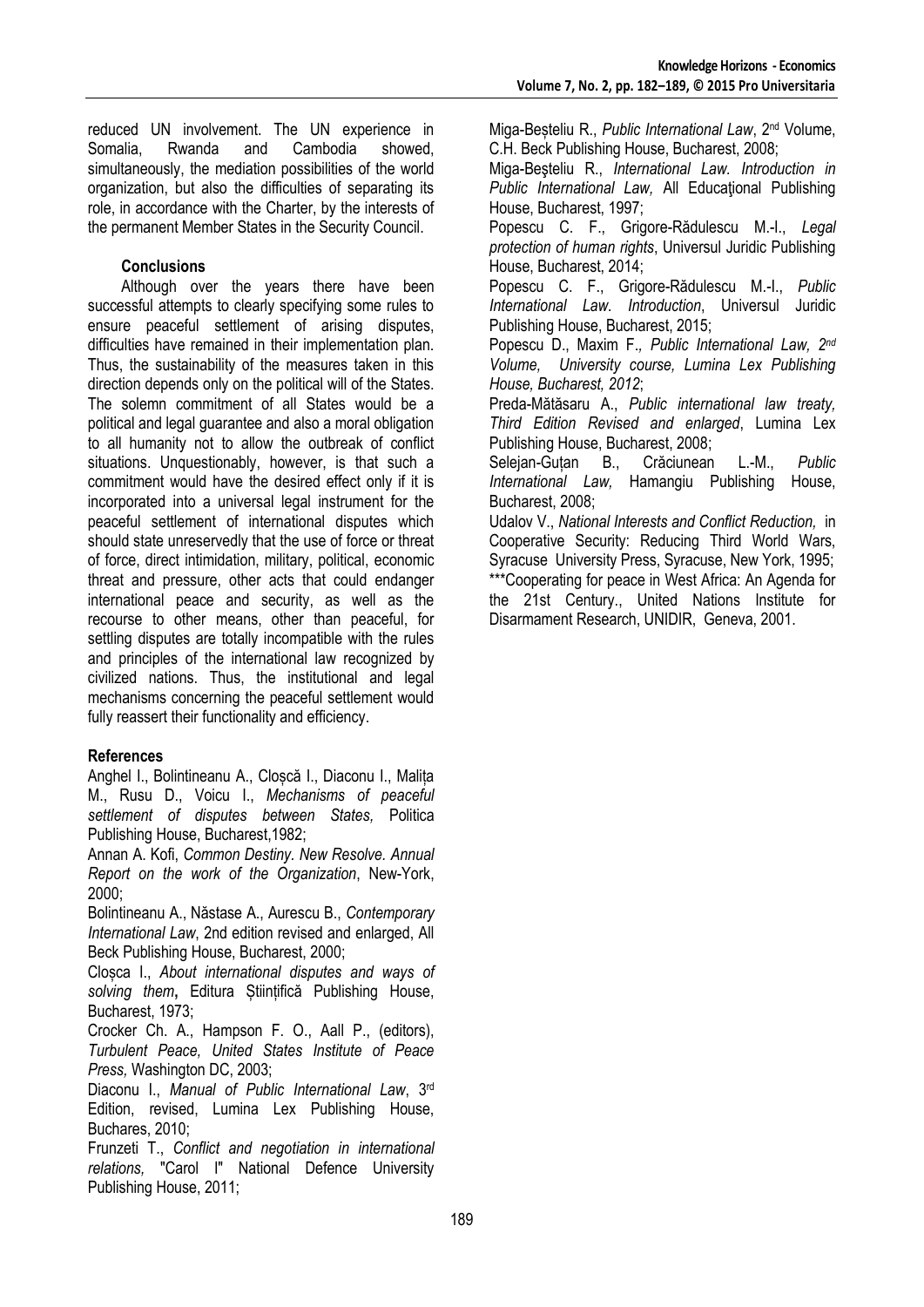reduced UN involvement. The UN experience in Somalia, Rwanda and Cambodia showed, simultaneously, the mediation possibilities of the world organization, but also the difficulties of separating its role, in accordance with the Charter, by the interests of the permanent Member States in the Security Council.

### Conclusions

Although over the years there have been successful attempts to clearly specifying some rules to ensure peaceful settlement of arising disputes, difficulties have remained in their implementation plan. Thus, the sustainability of the measures taken in this direction depends only on the political will of the States. The solemn commitment of all States would be a political and legal guarantee and also a moral obligation to all humanity not to allow the outbreak of conflict situations. Unquestionably, however, is that such a commitment would have the desired effect only if it is incorporated into a universal legal instrument for the peaceful settlement of international disputes which should state unreservedly that the use of force or threat of force, direct intimidation, military, political, economic threat and pressure, other acts that could endanger international peace and security, as well as the recourse to other means, other than peaceful, for settling disputes are totally incompatible with the rules and principles of the international law recognized by civilized nations. Thus, the institutional and legal mechanisms concerning the peaceful settlement would fully reassert their functionality and efficiency.

### References

Anghel I., Bolintineanu A., Cloșcă I., Diaconu I., Malița M., Rusu D., Voicu I., *Mechanisms of peaceful settlement of disputes between States,* Politica Publishing House, Bucharest,1982;

Annan A. Kofi, *Common Destiny. New Resolve. Annual Report on the work of the Organization*, New-York, 2000;

Bolintineanu A., Năstase A., Aurescu B., *Contemporary International Law*, 2nd edition revised and enlarged, All Beck Publishing House, Bucharest, 2000;

Cloșca I., *About international disputes and ways of solving them***,** Editura Științifică Publishing House, Bucharest, 1973;

Crocker Ch. A., Hampson F. O., Aall P., (editors), *Turbulent Peace, United States Institute of Peace Press,* Washington DC, 2003;

Diaconu I., *Manual of Public International Law*, 3rd Edition, revised, Lumina Lex Publishing House, Buchares, 2010;

Frunzeti T., *Conflict and negotiation in international relations,* "Carol I" National Defence University Publishing House, 2011;

Miga-Beșteliu R., *Public International Law*, 2nd Volume, C.H. Beck Publishing House, Bucharest, 2008;

Miga-Beşteliu R., *International Law. Introduction in Public International Law,* All Educaţional Publishing House, Bucharest, 1997;

Popescu C. F., Grigore-Rădulescu M.-I., *Legal protection of human rights*, Universul Juridic Publishing House, Bucharest, 2014;

Popescu C. F., Grigore-Rădulescu M.-I., *Public International Law. Introduction*, Universul Juridic Publishing House, Bucharest, 2015;

Popescu D., Maxim F.*, Public International Law, 2nd Volume, University course, Lumina Lex Publishing House, Bucharest, 2012*;

Preda-Mătăsaru A., *Public international law treaty, Third Edition Revised and enlarged*, Lumina Lex Publishing House, Bucharest, 2008;

Selejan-Guțan B., Crăciunean L.-M., *Public International Law,* Hamangiu Publishing House, Bucharest, 2008;

Udalov V., *National Interests and Conflict Reduction,* in Cooperative Security: Reducing Third World Wars, Syracuse University Press, Syracuse, New York, 1995;

***Cooperating for peace in West Africa: An Agenda for the 21st Century., United Nations Institute for Disarmament Research, UNIDIR, Geneva, 2001.